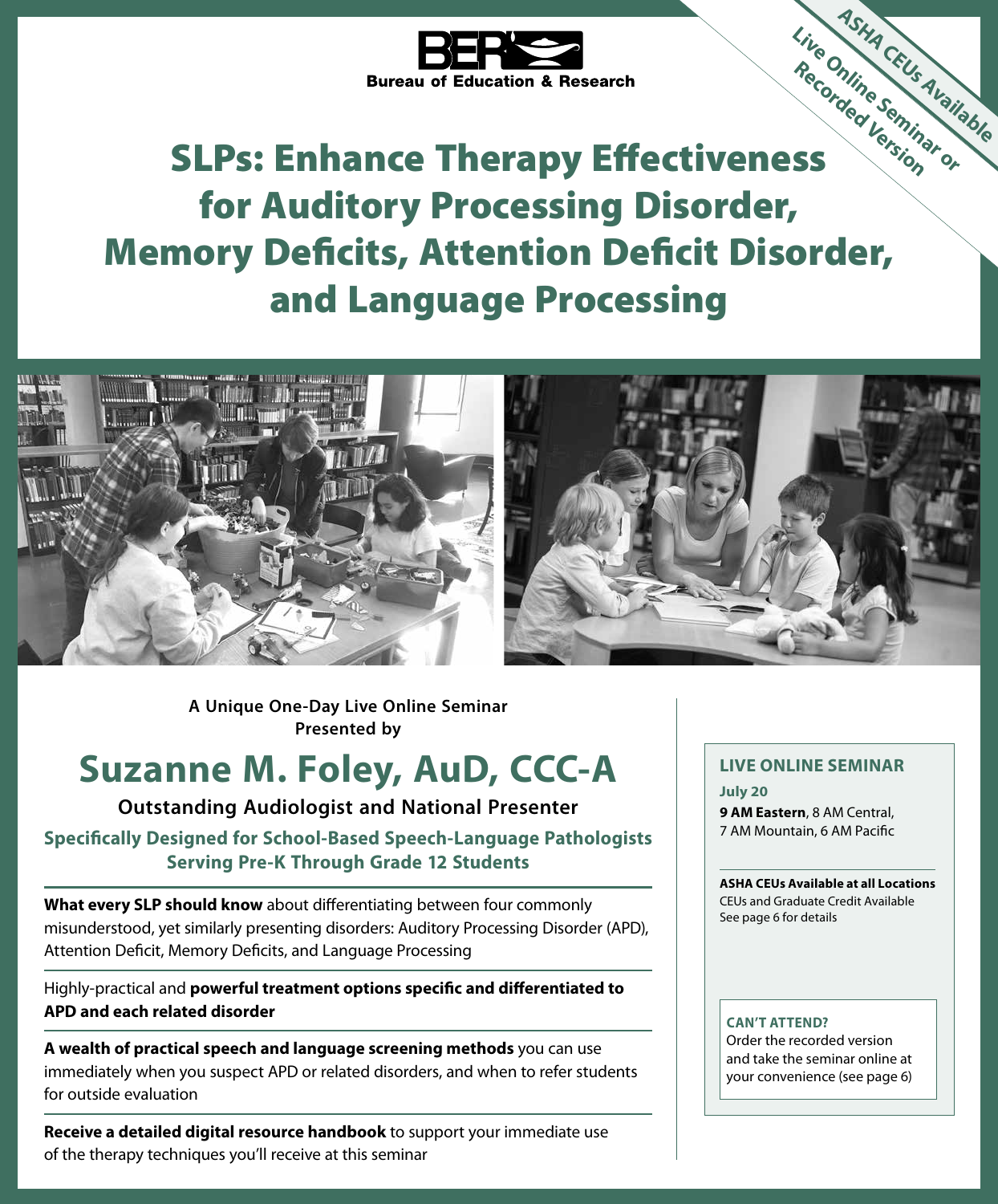BER Bureau of Education & Research

ASHA CEUs Available
Live Online Seminar or Recorded Version

# SLPs: Enhance Therapy Effectiveness for Auditory Processing Disorder, Memory Deficits, Attention Deficit Disorder, and Language Processing

**A Unique One-Day Live Online Seminar Presented by**

## Suzanne M. Foley, AuD, CCC-A

**Outstanding Audiologist and National Presenter**

**Specifically Designed for School-Based Speech-Language Pathologists Serving Pre-K Through Grade 12 Students**

**What every SLP should know** about differentiating between four commonly misunderstood, yet similarly presenting disorders: Auditory Processing Disorder (APD), Attention Deficit, Memory Deficits, and Language Processing

Highly-practical and **powerful treatment options specific and differentiated to APD and each related disorder**

**A wealth of practical speech and language screening methods** you can use immediately when you suspect APD or related disorders, and when to refer students for outside evaluation

**Receive a detailed digital resource handbook** to support your immediate use of the therapy techniques you'll receive at this seminar

**LIVE ONLINE SEMINAR**

**July 20**

**9 AM Eastern**, 8 AM Central, 7 AM Mountain, 6 AM Pacific

**ASHA CEUs Available at all Locations**
CEUs and Graduate Credit Available
See page 6 for details

**CAN'T ATTEND?**
Order the recorded version and take the seminar online at your convenience (see page 6)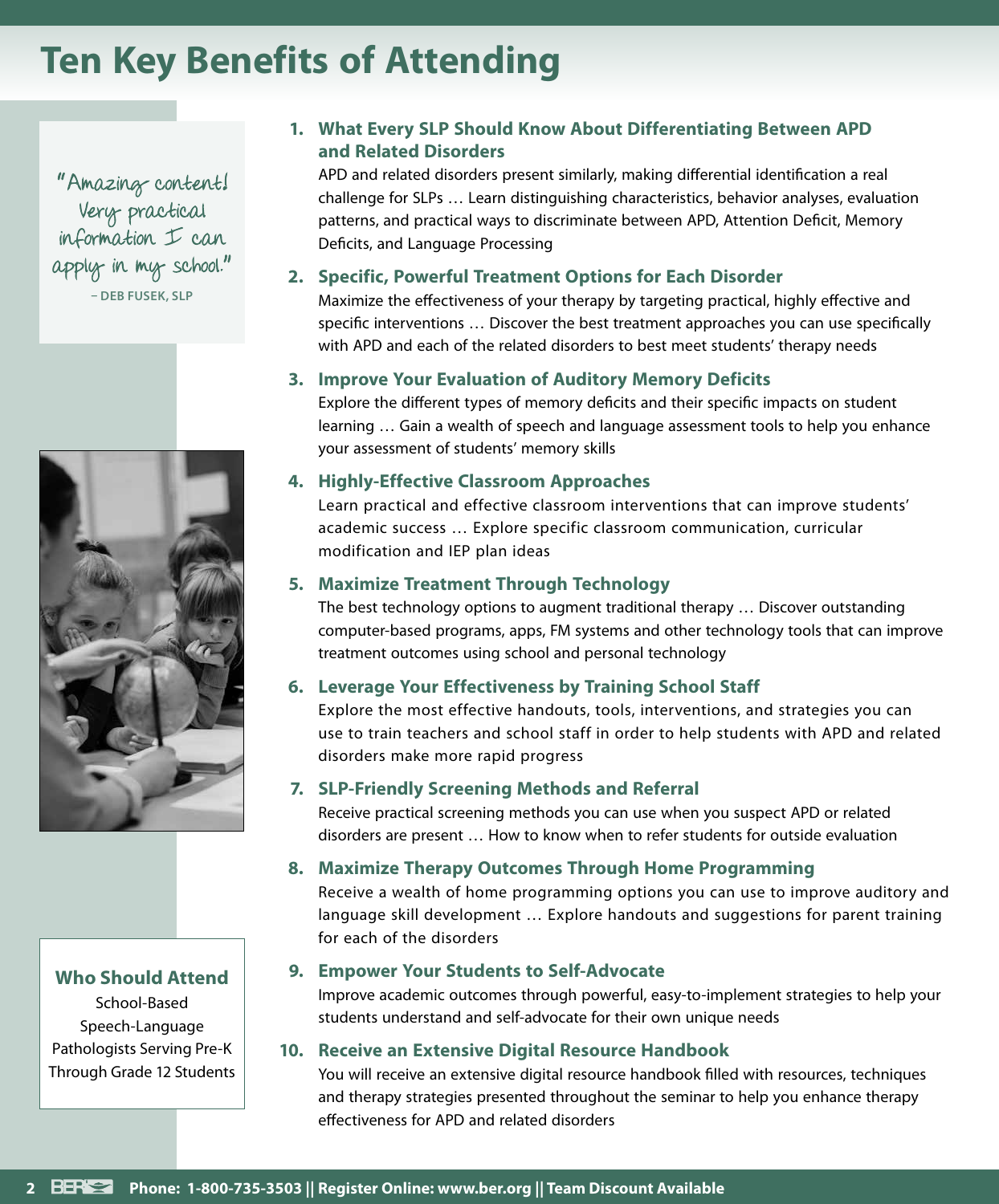# Ten Key Benefits of Attending

"Amazing content! Very practical information I can apply in my school."
– DEB FUSEK, SLP

**1. What Every SLP Should Know About Differentiating Between APD and Related Disorders**

APD and related disorders present similarly, making differential identification a real challenge for SLPs … Learn distinguishing characteristics, behavior analyses, evaluation patterns, and practical ways to discriminate between APD, Attention Deficit, Memory Deficits, and Language Processing

**2. Specific, Powerful Treatment Options for Each Disorder**

Maximize the effectiveness of your therapy by targeting practical, highly effective and specific interventions … Discover the best treatment approaches you can use specifically with APD and each of the related disorders to best meet students' therapy needs

**3. Improve Your Evaluation of Auditory Memory Deficits**

Explore the different types of memory deficits and their specific impacts on student learning … Gain a wealth of speech and language assessment tools to help you enhance your assessment of students' memory skills

**4. Highly-Effective Classroom Approaches**

Learn practical and effective classroom interventions that can improve students' academic success … Explore specific classroom communication, curricular modification and IEP plan ideas

**5. Maximize Treatment Through Technology**

The best technology options to augment traditional therapy … Discover outstanding computer-based programs, apps, FM systems and other technology tools that can improve treatment outcomes using school and personal technology

**6. Leverage Your Effectiveness by Training School Staff**

Explore the most effective handouts, tools, interventions, and strategies you can use to train teachers and school staff in order to help students with APD and related disorders make more rapid progress

**7. SLP-Friendly Screening Methods and Referral**

Receive practical screening methods you can use when you suspect APD or related disorders are present … How to know when to refer students for outside evaluation

**8. Maximize Therapy Outcomes Through Home Programming**

Receive a wealth of home programming options you can use to improve auditory and language skill development … Explore handouts and suggestions for parent training for each of the disorders

**9. Empower Your Students to Self-Advocate**

Improve academic outcomes through powerful, easy-to-implement strategies to help your students understand and self-advocate for their own unique needs

**10. Receive an Extensive Digital Resource Handbook**

You will receive an extensive digital resource handbook filled with resources, techniques and therapy strategies presented throughout the seminar to help you enhance therapy effectiveness for APD and related disorders

## Who Should Attend

School-Based Speech-Language Pathologists Serving Pre-K Through Grade 12 Students

**Phone: 1-800-735-3503 || Register Online: www.ber.org || Team Discount Available**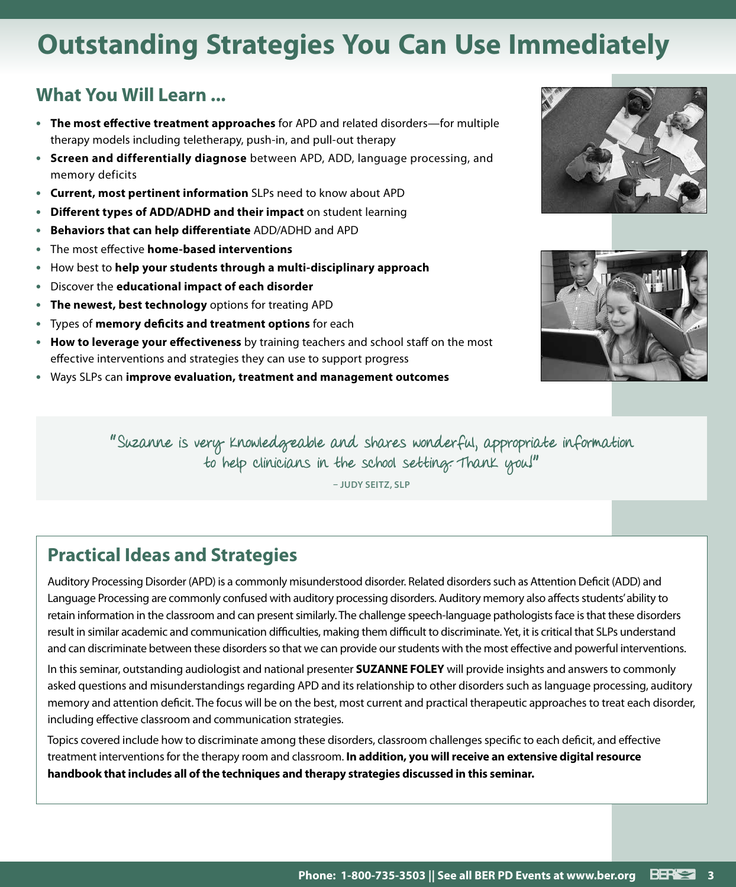# Outstanding Strategies You Can Use Immediately

## What You Will Learn ...

- **The most effective treatment approaches** for APD and related disorders—for multiple therapy models including teletherapy, push-in, and pull-out therapy
- **Screen and differentially diagnose** between APD, ADD, language processing, and memory deficits
- **Current, most pertinent information** SLPs need to know about APD
- **Different types of ADD/ADHD and their impact** on student learning
- **Behaviors that can help differentiate** ADD/ADHD and APD
- The most effective **home-based interventions**
- How best to **help your students through a multi-disciplinary approach**
- Discover the **educational impact of each disorder**
- **The newest, best technology** options for treating APD
- Types of **memory deficits and treatment options** for each
- **How to leverage your effectiveness** by training teachers and school staff on the most effective interventions and strategies they can use to support progress
- Ways SLPs can **improve evaluation, treatment and management outcomes**

"Suzanne is very knowledgeable and shares wonderful, appropriate information to help clinicians in the school setting. Thank you!"

– JUDY SEITZ, SLP

## Practical Ideas and Strategies

Auditory Processing Disorder (APD) is a commonly misunderstood disorder. Related disorders such as Attention Deficit (ADD) and Language Processing are commonly confused with auditory processing disorders. Auditory memory also affects students' ability to retain information in the classroom and can present similarly. The challenge speech-language pathologists face is that these disorders result in similar academic and communication difficulties, making them difficult to discriminate. Yet, it is critical that SLPs understand and can discriminate between these disorders so that we can provide our students with the most effective and powerful interventions.

In this seminar, outstanding audiologist and national presenter **SUZANNE FOLEY** will provide insights and answers to commonly asked questions and misunderstandings regarding APD and its relationship to other disorders such as language processing, auditory memory and attention deficit. The focus will be on the best, most current and practical therapeutic approaches to treat each disorder, including effective classroom and communication strategies.

Topics covered include how to discriminate among these disorders, classroom challenges specific to each deficit, and effective treatment interventions for the therapy room and classroom. **In addition, you will receive an extensive digital resource handbook that includes all of the techniques and therapy strategies discussed in this seminar.**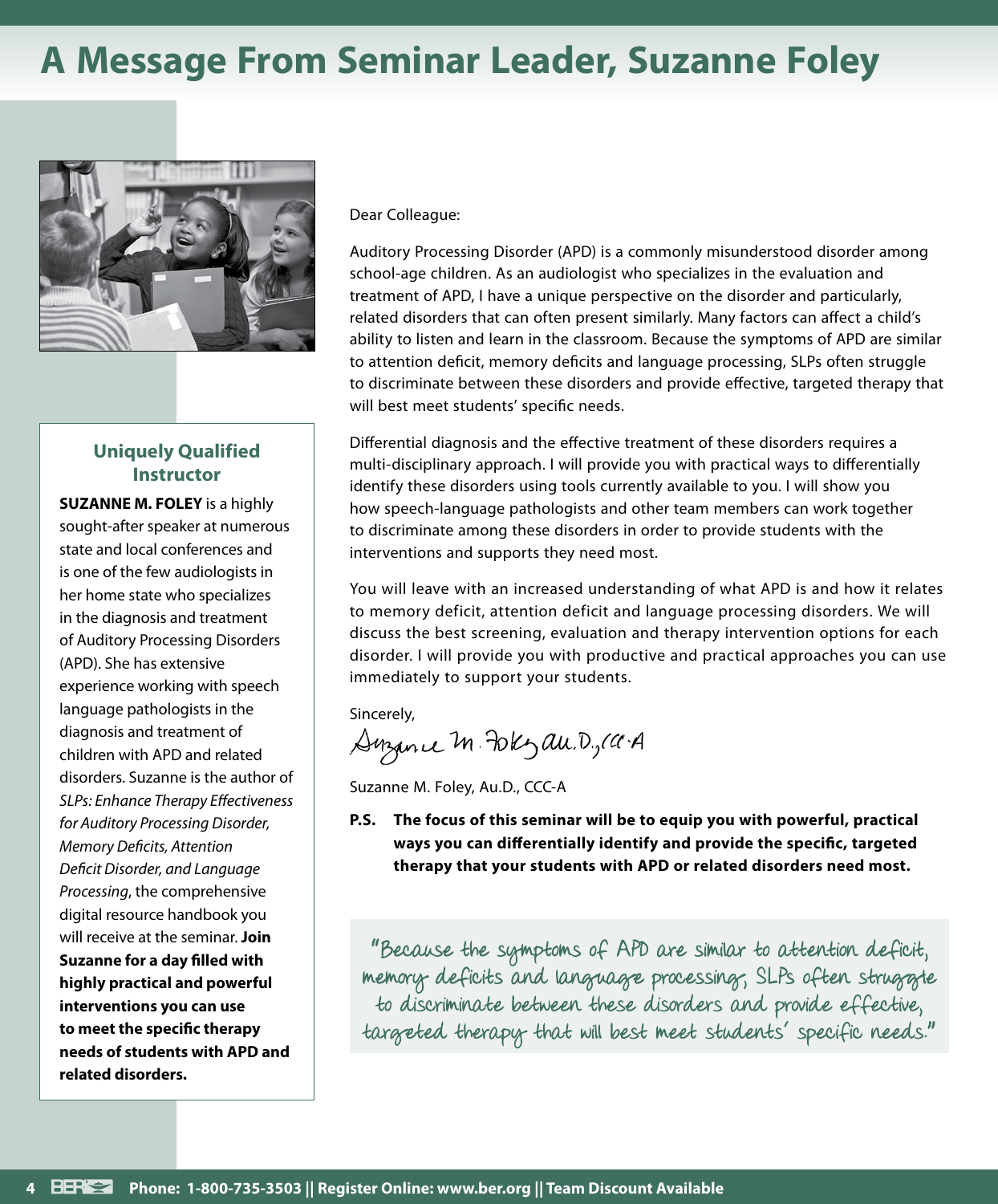# A Message From Seminar Leader, Suzanne Foley

### Uniquely Qualified Instructor

**SUZANNE M. FOLEY** is a highly sought-after speaker at numerous state and local conferences and is one of the few audiologists in her home state who specializes in the diagnosis and treatment of Auditory Processing Disorders (APD). She has extensive experience working with speech language pathologists in the diagnosis and treatment of children with APD and related disorders. Suzanne is the author of *SLPs: Enhance Therapy Effectiveness for Auditory Processing Disorder, Memory Deficits, Attention Deficit Disorder, and Language Processing*, the comprehensive digital resource handbook you will receive at the seminar. **Join Suzanne for a day filled with highly practical and powerful interventions you can use to meet the specific therapy needs of students with APD and related disorders.**

Dear Colleague:

Auditory Processing Disorder (APD) is a commonly misunderstood disorder among school-age children. As an audiologist who specializes in the evaluation and treatment of APD, I have a unique perspective on the disorder and particularly, related disorders that can often present similarly. Many factors can affect a child's ability to listen and learn in the classroom. Because the symptoms of APD are similar to attention deficit, memory deficits and language processing, SLPs often struggle to discriminate between these disorders and provide effective, targeted therapy that will best meet students' specific needs.

Differential diagnosis and the effective treatment of these disorders requires a multi-disciplinary approach. I will provide you with practical ways to differentially identify these disorders using tools currently available to you. I will show you how speech-language pathologists and other team members can work together to discriminate among these disorders in order to provide students with the interventions and supports they need most.

You will leave with an increased understanding of what APD is and how it relates to memory deficit, attention deficit and language processing disorders. We will discuss the best screening, evaluation and therapy intervention options for each disorder. I will provide you with productive and practical approaches you can use immediately to support your students.

Sincerely,

Suzanne M. Foley, Au.D., CCC-A

Suzanne M. Foley, Au.D., CCC-A

**P.S. The focus of this seminar will be to equip you with powerful, practical ways you can differentially identify and provide the specific, targeted therapy that your students with APD or related disorders need most.**

> "Because the symptoms of APD are similar to attention deficit, memory deficits and language processing, SLPs often struggle to discriminate between these disorders and provide effective, targeted therapy that will best meet students' specific needs."

**Phone: 1-800-735-3503 || Register Online: www.ber.org || Team Discount Available**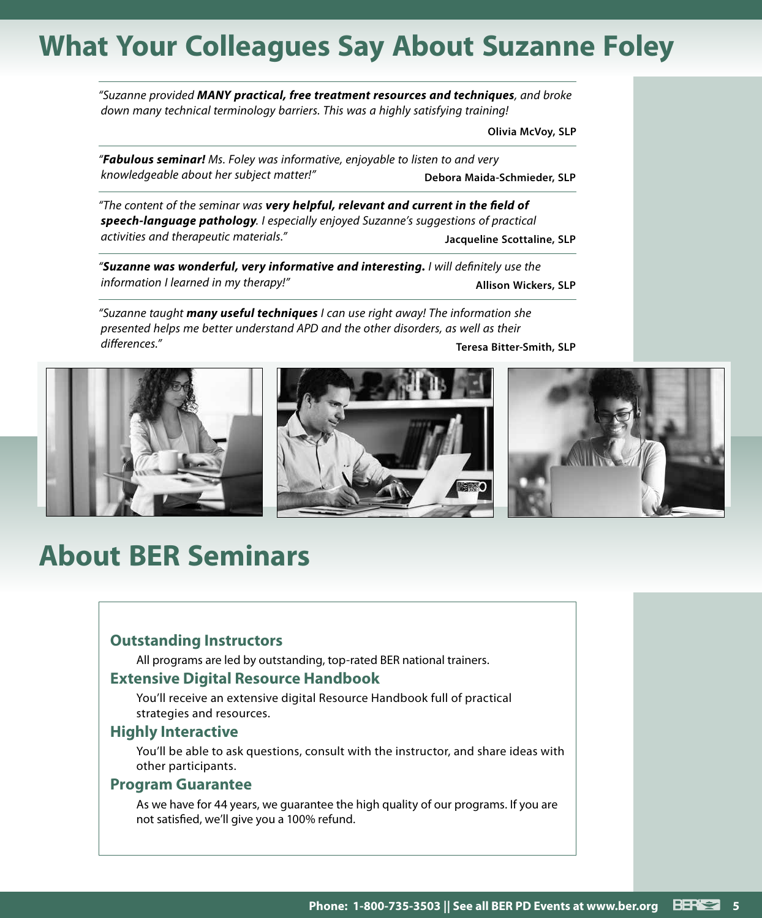# What Your Colleagues Say About Suzanne Foley

*"Suzanne provided **MANY practical, free treatment resources and techniques**, and broke down many technical terminology barriers. This was a highly satisfying training!*

**Olivia McVoy, SLP**

*"**Fabulous seminar!** Ms. Foley was informative, enjoyable to listen to and very knowledgeable about her subject matter!"*

**Debora Maida-Schmieder, SLP**

*"The content of the seminar was **very helpful, relevant and current in the field of speech-language pathology**. I especially enjoyed Suzanne's suggestions of practical activities and therapeutic materials."*

**Jacqueline Scottaline, SLP**

*"**Suzanne was wonderful, very informative and interesting.** I will definitely use the information I learned in my therapy!"*

**Allison Wickers, SLP**

*"Suzanne taught **many useful techniques** I can use right away! The information she presented helps me better understand APD and the other disorders, as well as their differences."*

**Teresa Bitter-Smith, SLP**

# About BER Seminars

### Outstanding Instructors

All programs are led by outstanding, top-rated BER national trainers.

### Extensive Digital Resource Handbook

You'll receive an extensive digital Resource Handbook full of practical strategies and resources.

### Highly Interactive

You'll be able to ask questions, consult with the instructor, and share ideas with other participants.

### Program Guarantee

As we have for 44 years, we guarantee the high quality of our programs. If you are not satisfied, we'll give you a 100% refund.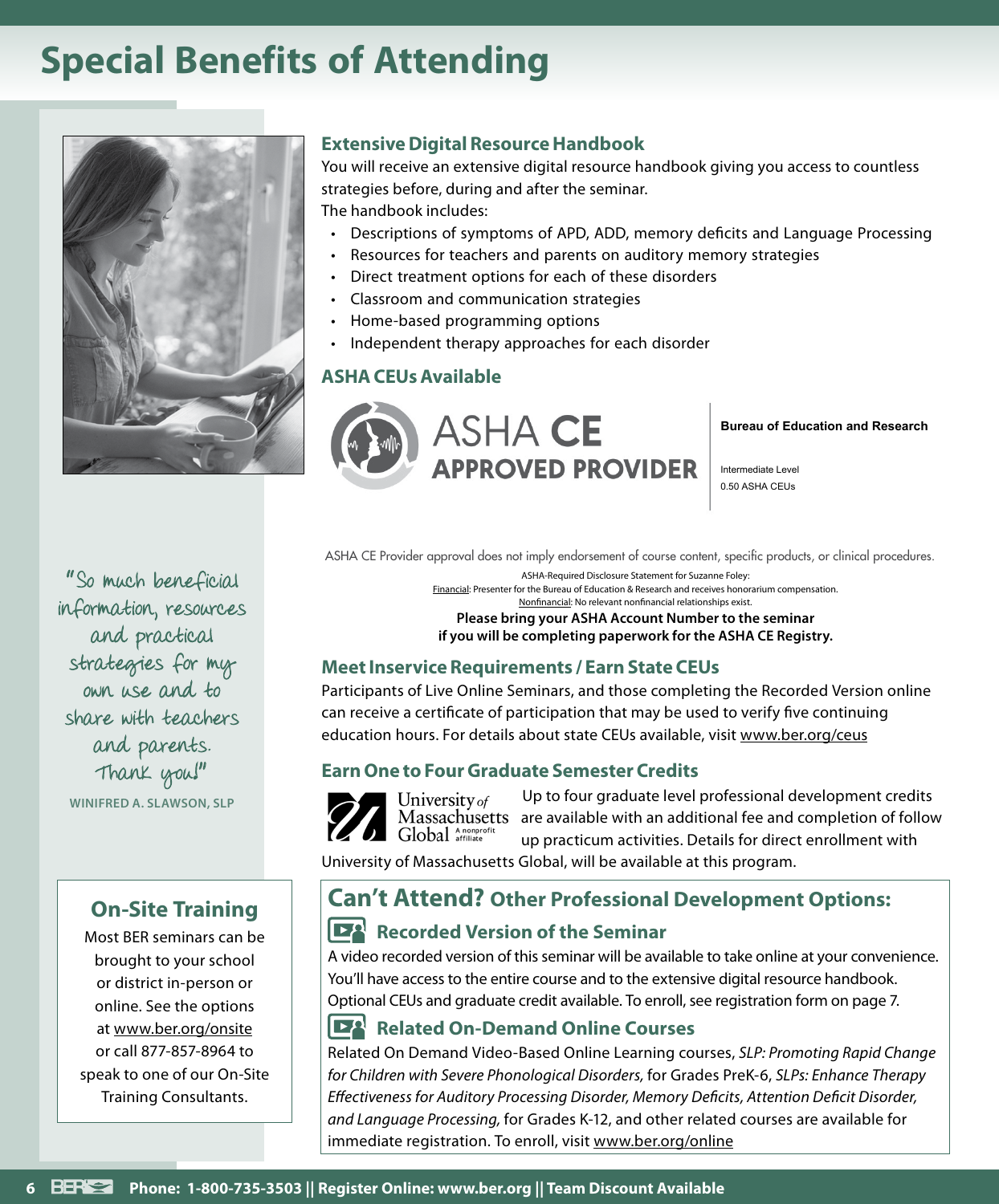# Special Benefits of Attending

## Extensive Digital Resource Handbook

You will receive an extensive digital resource handbook giving you access to countless strategies before, during and after the seminar.

The handbook includes:

- Descriptions of symptoms of APD, ADD, memory deficits and Language Processing
- Resources for teachers and parents on auditory memory strategies
- Direct treatment options for each of these disorders
- Classroom and communication strategies
- Home-based programming options
- Independent therapy approaches for each disorder

## ASHA CEUs Available

ASHA CE APPROVED PROVIDER

**Bureau of Education and Research**

Intermediate Level
0.50 ASHA CEUs

ASHA CE Provider approval does not imply endorsement of course content, specific products, or clinical procedures.

ASHA-Required Disclosure Statement for Suzanne Foley:
Financial: Presenter for the Bureau of Education & Research and receives honorarium compensation.
Nonfinancial: No relevant nonfinancial relationships exist.

**Please bring your ASHA Account Number to the seminar if you will be completing paperwork for the ASHA CE Registry.**

## Meet Inservice Requirements / Earn State CEUs

Participants of Live Online Seminars, and those completing the Recorded Version online can receive a certificate of participation that may be used to verify five continuing education hours. For details about state CEUs available, visit www.ber.org/ceus

## Earn One to Four Graduate Semester Credits

University of Massachusetts Global A nonprofit affiliate

Up to four graduate level professional development credits are available with an additional fee and completion of follow up practicum activities. Details for direct enrollment with University of Massachusetts Global, will be available at this program.

"So much beneficial information, resources and practical strategies for my own use and to share with teachers and parents. Thank you!"

WINIFRED A. SLAWSON, SLP

## On-Site Training

Most BER seminars can be brought to your school or district in-person or online. See the options at www.ber.org/onsite or call 877-857-8964 to speak to one of our On-Site Training Consultants.

## Can't Attend? Other Professional Development Options:

### Recorded Version of the Seminar

A video recorded version of this seminar will be available to take online at your convenience. You'll have access to the entire course and to the extensive digital resource handbook. Optional CEUs and graduate credit available. To enroll, see registration form on page 7.

### Related On-Demand Online Courses

Related On Demand Video-Based Online Learning courses, *SLP: Promoting Rapid Change for Children with Severe Phonological Disorders,* for Grades PreK-6, *SLPs: Enhance Therapy Effectiveness for Auditory Processing Disorder, Memory Deficits, Attention Deficit Disorder, and Language Processing,* for Grades K-12, and other related courses are available for immediate registration. To enroll, visit www.ber.org/online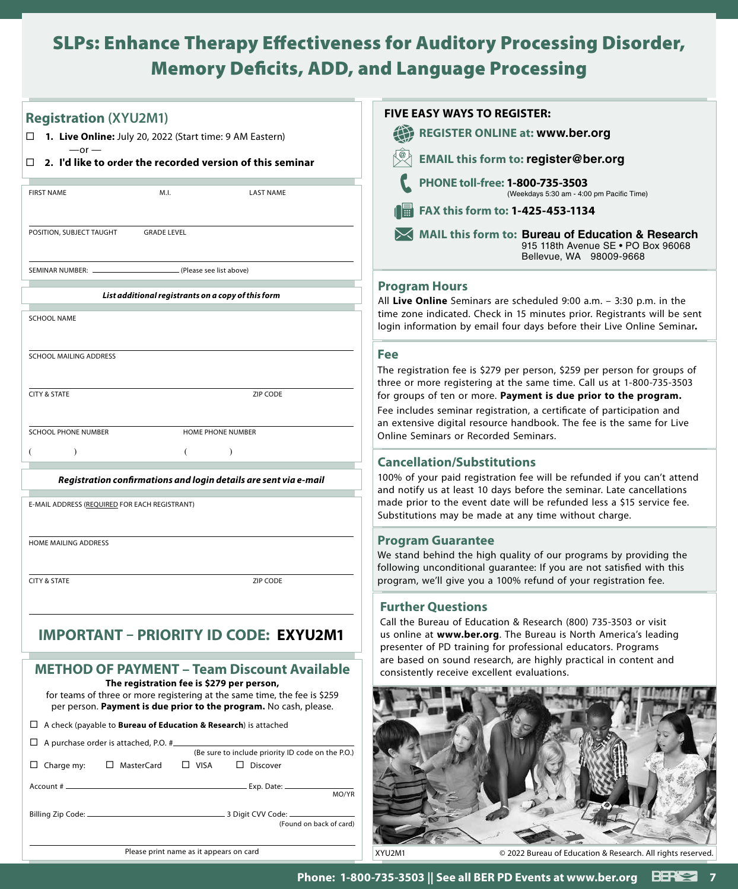# SLPs: Enhance Therapy Effectiveness for Auditory Processing Disorder, Memory Deficits, ADD, and Language Processing

## Registration (XYU2M1)

☐ **1. Live Online:** July 20, 2022 (Start time: 9 AM Eastern)

—or —

☐ **2. I'd like to order the recorded version of this seminar**

FIRST NAME M.I. LAST NAME

POSITION, SUBJECT TAUGHT GRADE LEVEL

SEMINAR NUMBER: ____________ (Please see list above)

***List additional registrants on a copy of this form***

SCHOOL NAME

SCHOOL MAILING ADDRESS

CITY & STATE ZIP CODE

SCHOOL PHONE NUMBER HOME PHONE NUMBER

( ) ( )

***Registration confirmations and login details are sent via e-mail***

E-MAIL ADDRESS (REQUIRED FOR EACH REGISTRANT)

HOME MAILING ADDRESS

CITY & STATE ZIP CODE

## IMPORTANT – PRIORITY ID CODE: EXYU2M1

## METHOD OF PAYMENT – Team Discount Available

**The registration fee is $279 per person,**
for teams of three or more registering at the same time, the fee is $259 per person. **Payment is due prior to the program.** No cash, please.

☐ A check (payable to **Bureau of Education & Research**) is attached

☐ A purchase order is attached, P.O. # ____________ (Be sure to include priority ID code on the P.O.)

☐ Charge my: ☐ MasterCard ☐ VISA ☐ Discover

Account # ____________ Exp. Date: ______ MO/YR

Billing Zip Code: ____________ 3 Digit CVV Code: ______ (Found on back of card)

Please print name as it appears on card

**FIVE EASY WAYS TO REGISTER:**

- **REGISTER ONLINE at: www.ber.org**
- **EMAIL this form to: register@ber.org**
- **PHONE toll-free: 1-800-735-3503** (Weekdays 5:30 am - 4:00 pm Pacific Time)
- **FAX this form to: 1-425-453-1134**
- **MAIL this form to: Bureau of Education & Research**
  915 118th Avenue SE • PO Box 96068
  Bellevue, WA 98009-9668

## Program Hours

All **Live Online** Seminars are scheduled 9:00 a.m. – 3:30 p.m. in the time zone indicated. Check in 15 minutes prior. Registrants will be sent login information by email four days before their Live Online Seminar**.**

## Fee

The registration fee is $279 per person, $259 per person for groups of three or more registering at the same time. Call us at 1-800-735-3503 for groups of ten or more. **Payment is due prior to the program.** Fee includes seminar registration, a certificate of participation and an extensive digital resource handbook. The fee is the same for Live Online Seminars or Recorded Seminars.

## Cancellation/Substitutions

100% of your paid registration fee will be refunded if you can't attend and notify us at least 10 days before the seminar. Late cancellations made prior to the event date will be refunded less a $15 service fee. Substitutions may be made at any time without charge.

## Program Guarantee

We stand behind the high quality of our programs by providing the following unconditional guarantee: If you are not satisfied with this program, we'll give you a 100% refund of your registration fee.

## Further Questions

Call the Bureau of Education & Research (800) 735-3503 or visit us online at **www.ber.org**. The Bureau is North America's leading presenter of PD training for professional educators. Programs are based on sound research, are highly practical in content and consistently receive excellent evaluations.

XYU2M1 © 2022 Bureau of Education & Research. All rights reserved.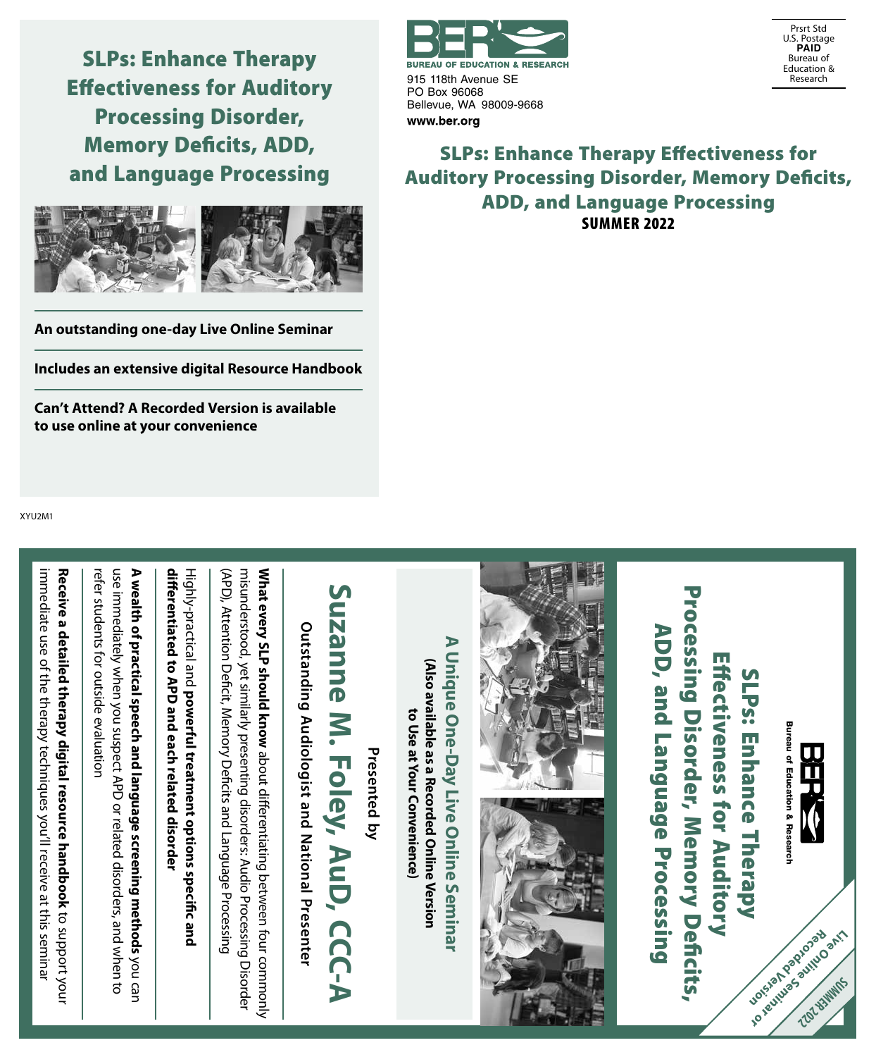# SLPs: Enhance Therapy Effectiveness for Auditory Processing Disorder, Memory Deficits, ADD, and Language Processing

**An outstanding one-day Live Online Seminar**

**Includes an extensive digital Resource Handbook**

**Can't Attend? A Recorded Version is available to use online at your convenience**

XYU2M1

BER
BUREAU OF EDUCATION & RESEARCH
915 118th Avenue SE
PO Box 96068
Bellevue, WA 98009-9668
**www.ber.org**

Prsrt Std
U.S. Postage
**PAID**
Bureau of
Education &
Research

## SLPs: Enhance Therapy Effectiveness for Auditory Processing Disorder, Memory Deficits, ADD, and Language Processing
**SUMMER 2022**

---

Bureau of Education & Research

Live Online Seminar or Recorded Version
SUMMER 2022

# SLPs: Enhance Therapy Effectiveness for Auditory Processing Disorder, Memory Deficits, ADD, and Language Processing

**A Unique One-Day Live Online Seminar**
**(Also available as a Recorded Online Version to Use at Your Convenience)**

Presented by

## Suzanne M. Foley, AuD, CCC-A

**Outstanding Audiologist and National Presenter**

**What every SLP should know** about differentiating between four commonly misunderstood, yet similarly presenting disorders: Audio Processing Disorder (APD), Attention Deficit, Memory Deficits and Language Processing

Highly-practical and **powerful treatment options specific and differentiated to APD and each related disorder**

**A wealth of practical speech and language screening methods** you can use immediately when you suspect APD or related disorders, and when to refer students for outside evaluation

**Receive a detailed therapy digital resource handbook** to support your immediate use of the therapy techniques you'll receive at this seminar